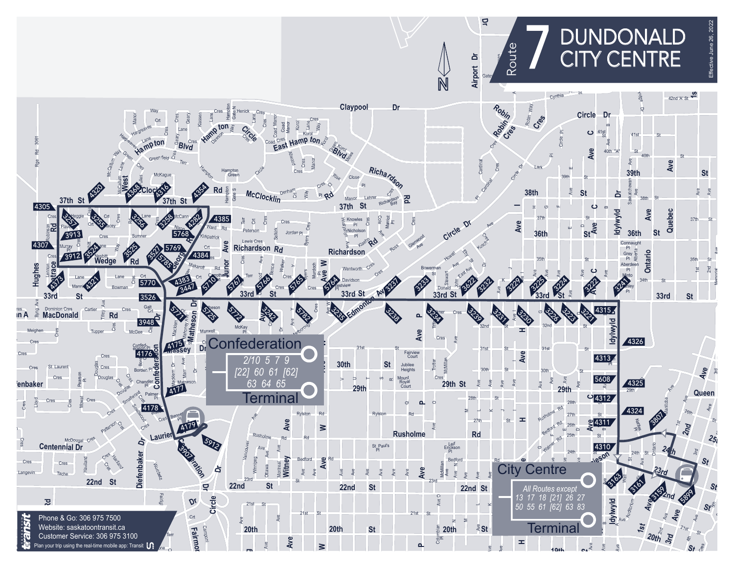# Route 7 DUNDONALD CITY CENTRE

Effective June 26, 2022

## Confederation Terminal

2/10 5 7 9
[22] 60 61 [62]
63 64 65

## City Centre Terminal

All Routes except
13 17 18 [21] 26 27
50 55 61 [62] 63 83

Phone & Go: 306 975 7500
Website: saskatoontransit.ca
Customer Service: 306 975 3100
Plan your trip using the real-time mobile app: Transit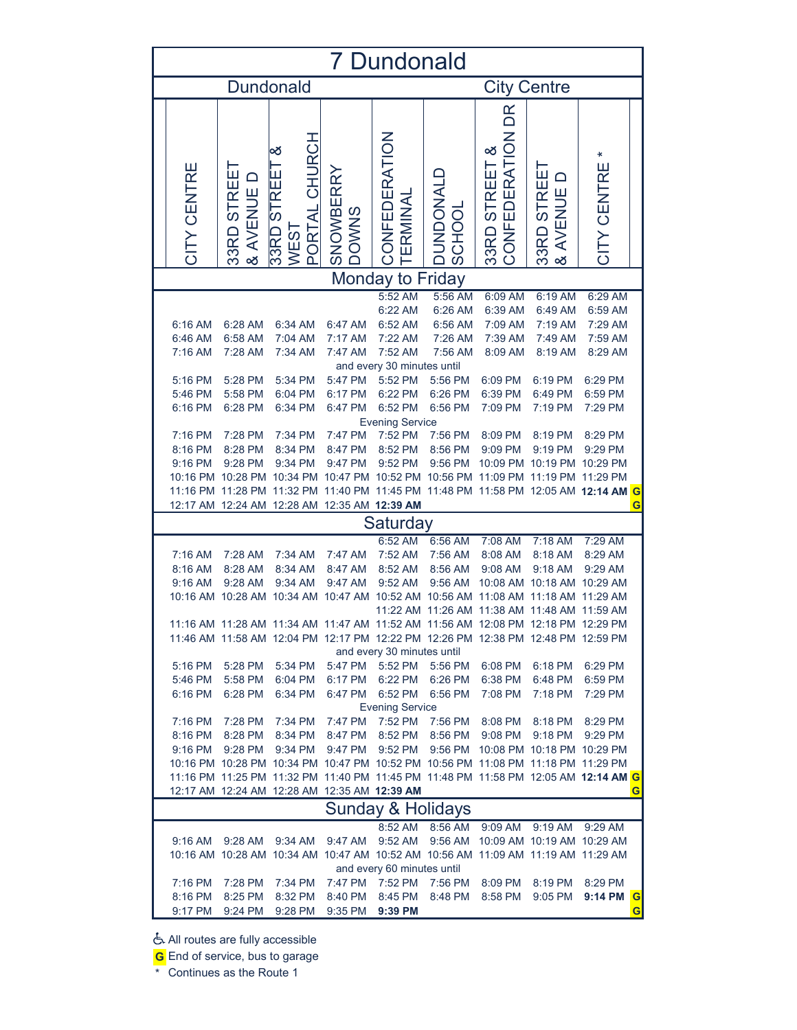# 7 Dundonald

| Dundonald | | | | | | City Centre | | | |
|---|---|---|---|---|---|---|---|---|---|
| CITY CENTRE | 33RD STREET & AVENUE D | 33RD STREET & WEST PORTAL CHURCH | SNOWBERRY DOWNS | CONFEDERATION TERMINAL | DUNDONALD SCHOOL | 33RD STREET & CONFEDERATION DR | 33RD STREET & AVENUE D | CITY CENTRE * | |
| **Monday to Friday** | | | | | | | | | |
| | | | | 5:52 AM | 5:56 AM | 6:09 AM | 6:19 AM | 6:29 AM | |
| | | | | 6:22 AM | 6:26 AM | 6:39 AM | 6:49 AM | 6:59 AM | |
| 6:16 AM | 6:28 AM | 6:34 AM | 6:47 AM | 6:52 AM | 6:56 AM | 7:09 AM | 7:19 AM | 7:29 AM | |
| 6:46 AM | 6:58 AM | 7:04 AM | 7:17 AM | 7:22 AM | 7:26 AM | 7:39 AM | 7:49 AM | 7:59 AM | |
| 7:16 AM | 7:28 AM | 7:34 AM | 7:47 AM | 7:52 AM | 7:56 AM | 8:09 AM | 8:19 AM | 8:29 AM | |
| and every 30 minutes until | | | | | | | | | |
| 5:16 PM | 5:28 PM | 5:34 PM | 5:47 PM | 5:52 PM | 5:56 PM | 6:09 PM | 6:19 PM | 6:29 PM | |
| 5:46 PM | 5:58 PM | 6:04 PM | 6:17 PM | 6:22 PM | 6:26 PM | 6:39 PM | 6:49 PM | 6:59 PM | |
| 6:16 PM | 6:28 PM | 6:34 PM | 6:47 PM | 6:52 PM | 6:56 PM | 7:09 PM | 7:19 PM | 7:29 PM | |
| Evening Service | | | | | | | | | |
| 7:16 PM | 7:28 PM | 7:34 PM | 7:47 PM | 7:52 PM | 7:56 PM | 8:09 PM | 8:19 PM | 8:29 PM | |
| 8:16 PM | 8:28 PM | 8:34 PM | 8:47 PM | 8:52 PM | 8:56 PM | 9:09 PM | 9:19 PM | 9:29 PM | |
| 9:16 PM | 9:28 PM | 9:34 PM | 9:47 PM | 9:52 PM | 9:56 PM | 10:09 PM | 10:19 PM | 10:29 PM | |
| 10:16 PM | 10:28 PM | 10:34 PM | 10:47 PM | 10:52 PM | 10:56 PM | 11:09 PM | 11:19 PM | 11:29 PM | |
| 11:16 PM | 11:28 PM | 11:32 PM | 11:40 PM | 11:45 PM | 11:48 PM | 11:58 PM | 12:05 AM | **12:14 AM** | G |
| 12:17 AM | 12:24 AM | 12:28 AM | 12:35 AM | **12:39 AM** | | | | | G |
| **Saturday** | | | | | | | | | |
| | | | | 6:52 AM | 6:56 AM | 7:08 AM | 7:18 AM | 7:29 AM | |
| 7:16 AM | 7:28 AM | 7:34 AM | 7:47 AM | 7:52 AM | 7:56 AM | 8:08 AM | 8:18 AM | 8:29 AM | |
| 8:16 AM | 8:28 AM | 8:34 AM | 8:47 AM | 8:52 AM | 8:56 AM | 9:08 AM | 9:18 AM | 9:29 AM | |
| 9:16 AM | 9:28 AM | 9:34 AM | 9:47 AM | 9:52 AM | 9:56 AM | 10:08 AM | 10:18 AM | 10:29 AM | |
| 10:16 AM | 10:28 AM | 10:34 AM | 10:47 AM | 10:52 AM | 10:56 AM | 11:08 AM | 11:18 AM | 11:29 AM | |
| | | | | 11:22 AM | 11:26 AM | 11:38 AM | 11:48 AM | 11:59 AM | |
| 11:16 AM | 11:28 AM | 11:34 AM | 11:47 AM | 11:52 AM | 11:56 AM | 12:08 PM | 12:18 PM | 12:29 PM | |
| 11:46 AM | 11:58 AM | 12:04 PM | 12:17 PM | 12:22 PM | 12:26 PM | 12:38 PM | 12:48 PM | 12:59 PM | |
| and every 30 minutes until | | | | | | | | | |
| 5:16 PM | 5:28 PM | 5:34 PM | 5:47 PM | 5:52 PM | 5:56 PM | 6:08 PM | 6:18 PM | 6:29 PM | |
| 5:46 PM | 5:58 PM | 6:04 PM | 6:17 PM | 6:22 PM | 6:26 PM | 6:38 PM | 6:48 PM | 6:59 PM | |
| 6:16 PM | 6:28 PM | 6:34 PM | 6:47 PM | 6:52 PM | 6:56 PM | 7:08 PM | 7:18 PM | 7:29 PM | |
| Evening Service | | | | | | | | | |
| 7:16 PM | 7:28 PM | 7:34 PM | 7:47 PM | 7:52 PM | 7:56 PM | 8:08 PM | 8:18 PM | 8:29 PM | |
| 8:16 PM | 8:28 PM | 8:34 PM | 8:47 PM | 8:52 PM | 8:56 PM | 9:08 PM | 9:18 PM | 9:29 PM | |
| 9:16 PM | 9:28 PM | 9:34 PM | 9:47 PM | 9:52 PM | 9:56 PM | 10:08 PM | 10:18 PM | 10:29 PM | |
| 10:16 PM | 10:28 PM | 10:34 PM | 10:47 PM | 10:52 PM | 10:56 PM | 11:08 PM | 11:18 PM | 11:29 PM | |
| 11:16 PM | 11:25 PM | 11:32 PM | 11:40 PM | 11:45 PM | 11:48 PM | 11:58 PM | 12:05 AM | **12:14 AM** | G |
| 12:17 AM | 12:24 AM | 12:28 AM | 12:35 AM | **12:39 AM** | | | | | G |
| **Sunday & Holidays** | | | | | | | | | |
| | | | | 8:52 AM | 8:56 AM | 9:09 AM | 9:19 AM | 9:29 AM | |
| 9:16 AM | 9:28 AM | 9:34 AM | 9:47 AM | 9:52 AM | 9:56 AM | 10:09 AM | 10:19 AM | 10:29 AM | |
| 10:16 AM | 10:28 AM | 10:34 AM | 10:47 AM | 10:52 AM | 10:56 AM | 11:09 AM | 11:19 AM | 11:29 AM | |
| and every 60 minutes until | | | | | | | | | |
| 7:16 PM | 7:28 PM | 7:34 PM | 7:47 PM | 7:52 PM | 7:56 PM | 8:09 PM | 8:19 PM | 8:29 PM | |
| 8:16 PM | 8:25 PM | 8:32 PM | 8:40 PM | 8:45 PM | 8:48 PM | 8:58 PM | 9:05 PM | **9:14 PM** | G |
| 9:17 PM | 9:24 PM | 9:28 PM | 9:35 PM | **9:39 PM** | | | | | G |

♿ All routes are fully accessible

**G** End of service, bus to garage

\* Continues as the Route 1